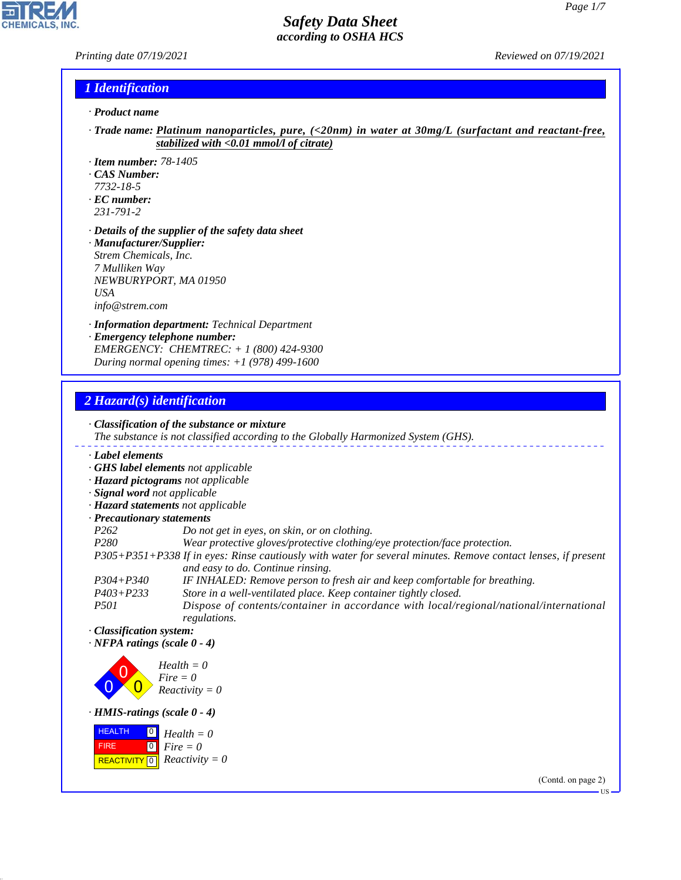# Safety Data Sheet
## according to OSHA HCS

Printing date 07/19/2021 Reviewed on 07/19/2021

## 1 Identification

· **Product name**

· **Trade name:** **Platinum nanoparticles, pure, (<20nm) in water at 30mg/L (surfactant and reactant-free, stabilized with <0.01 mmol/l of citrate)**

· **Item number:** 78-1405

· **CAS Number:**
7732-18-5

· **EC number:**
231-791-2

· **Details of the supplier of the safety data sheet**

· **Manufacturer/Supplier:**
Strem Chemicals, Inc.
7 Mulliken Way
NEWBURYPORT, MA 01950
USA
info@strem.com

· **Information department:** Technical Department

· **Emergency telephone number:**
EMERGENCY: CHEMTREC: + 1 (800) 424-9300
During normal opening times: +1 (978) 499-1600

## 2 Hazard(s) identification

· **Classification of the substance or mixture**
The substance is not classified according to the Globally Harmonized System (GHS).

· **Label elements**

· **GHS label elements** not applicable

· **Hazard pictograms** not applicable

· **Signal word** not applicable

· **Hazard statements** not applicable

· **Precautionary statements**

| | |
|---|---|
| P262 | Do not get in eyes, on skin, or on clothing. |
| P280 | Wear protective gloves/protective clothing/eye protection/face protection. |
| P305+P351+P338 | If in eyes: Rinse cautiously with water for several minutes. Remove contact lenses, if present and easy to do. Continue rinsing. |
| P304+P340 | IF INHALED: Remove person to fresh air and keep comfortable for breathing. |
| P403+P233 | Store in a well-ventilated place. Keep container tightly closed. |
| P501 | Dispose of contents/container in accordance with local/regional/national/international regulations. |

· **Classification system:**

· **NFPA ratings (scale 0 - 4)**

Health = 0
Fire = 0
Reactivity = 0

· **HMIS-ratings (scale 0 - 4)**

| | | |
|---|---|---|
| HEALTH | 0 | Health = 0 |
| FIRE | 0 | Fire = 0 |
| REACTIVITY | 0 | Reactivity = 0 |

(Contd. on page 2)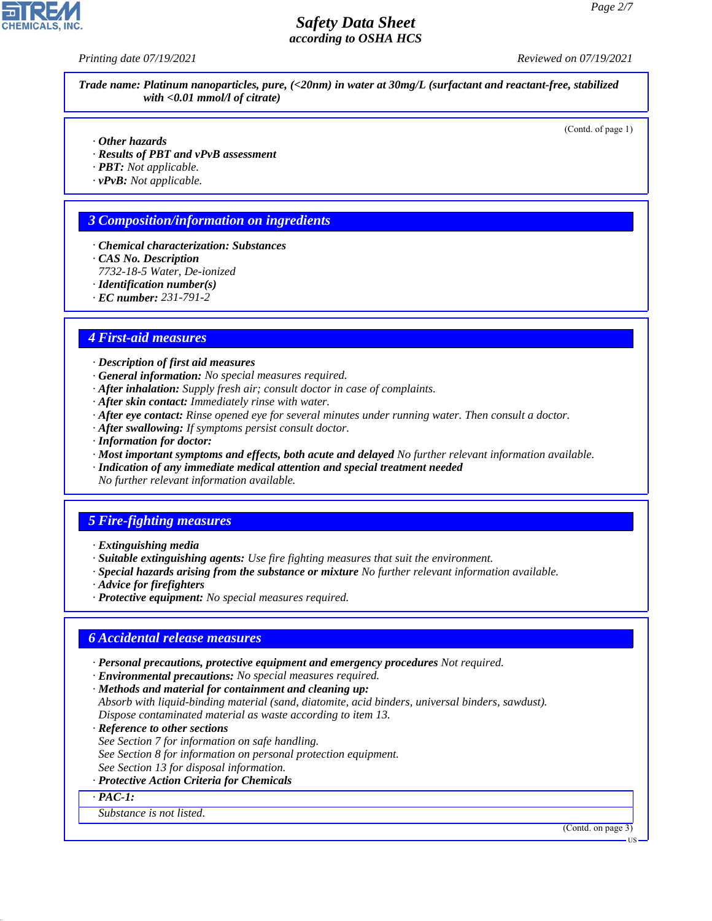**Trade name: Platinum nanoparticles, pure, (<20nm) in water at 30mg/L (surfactant and reactant-free, stabilized with <0.01 mmol/l of citrate)**

(Contd. of page 1)

· **Other hazards**
· **Results of PBT and vPvB assessment**
· **PBT:** Not applicable.
· **vPvB:** Not applicable.

## 3 Composition/information on ingredients

· **Chemical characterization: Substances**
· **CAS No. Description**
7732-18-5 Water, De-ionized
· **Identification number(s)**
· **EC number:** 231-791-2

## 4 First-aid measures

· **Description of first aid measures**
· **General information:** No special measures required.
· **After inhalation:** Supply fresh air; consult doctor in case of complaints.
· **After skin contact:** Immediately rinse with water.
· **After eye contact:** Rinse opened eye for several minutes under running water. Then consult a doctor.
· **After swallowing:** If symptoms persist consult doctor.
· **Information for doctor:**
· **Most important symptoms and effects, both acute and delayed** No further relevant information available.
· **Indication of any immediate medical attention and special treatment needed**
No further relevant information available.

## 5 Fire-fighting measures

· **Extinguishing media**
· **Suitable extinguishing agents:** Use fire fighting measures that suit the environment.
· **Special hazards arising from the substance or mixture** No further relevant information available.
· **Advice for firefighters**
· **Protective equipment:** No special measures required.

## 6 Accidental release measures

· **Personal precautions, protective equipment and emergency procedures** Not required.
· **Environmental precautions:** No special measures required.
· **Methods and material for containment and cleaning up:**
Absorb with liquid-binding material (sand, diatomite, acid binders, universal binders, sawdust).
Dispose contaminated material as waste according to item 13.
· **Reference to other sections**
See Section 7 for information on safe handling.
See Section 8 for information on personal protection equipment.
See Section 13 for disposal information.
· **Protective Action Criteria for Chemicals**

| · **PAC-1:** |
| --- |
| Substance is not listed. |

(Contd. on page 3)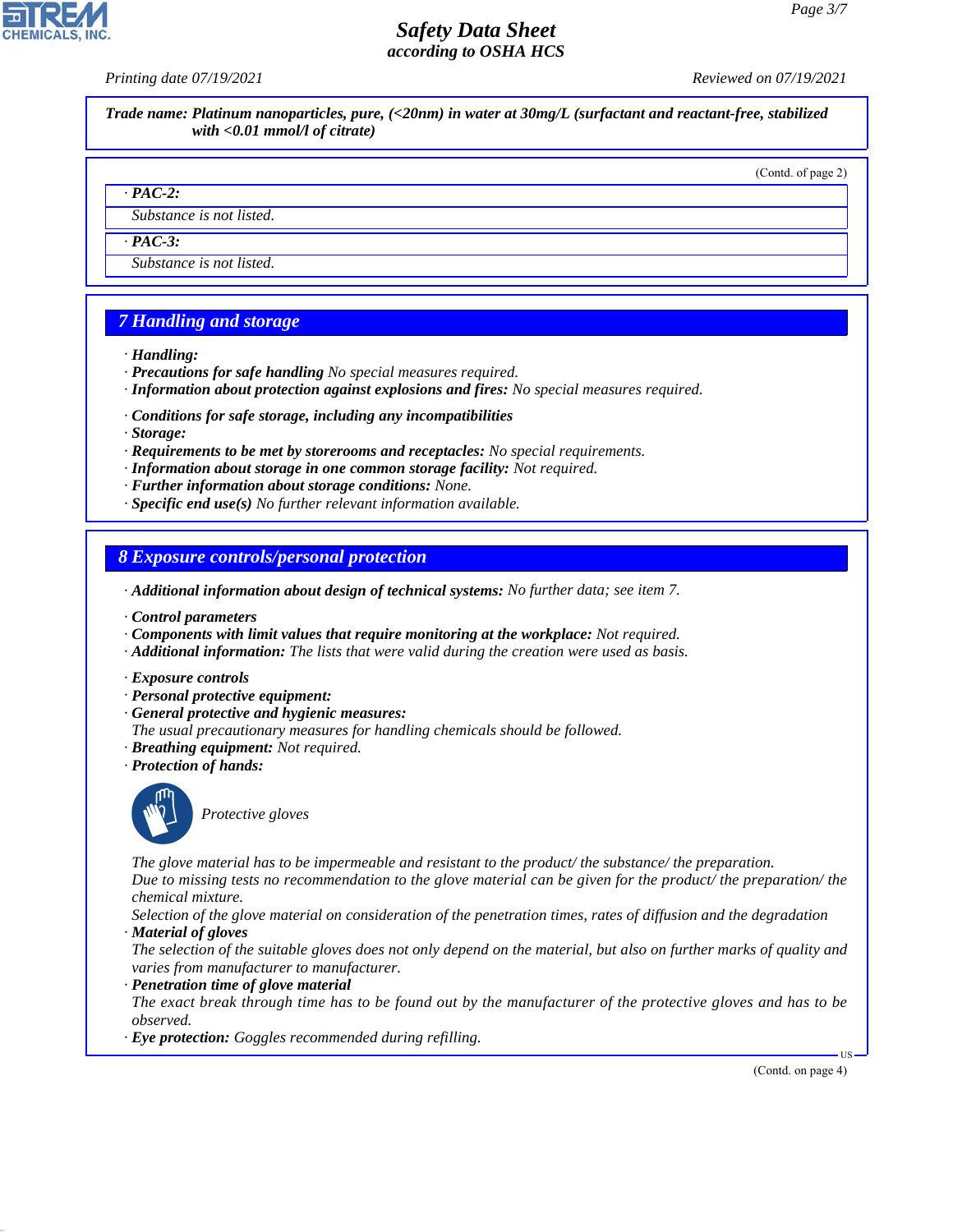**Trade name: Platinum nanoparticles, pure, (<20nm) in water at 30mg/L (surfactant and reactant-free, stabilized with <0.01 mmol/l of citrate)**

(Contd. of page 2)

· **PAC-2:**

Substance is not listed.

· **PAC-3:**

Substance is not listed.

## 7 Handling and storage

· **Handling:**
· **Precautions for safe handling** No special measures required.
· **Information about protection against explosions and fires:** No special measures required.

· **Conditions for safe storage, including any incompatibilities**
· **Storage:**
· **Requirements to be met by storerooms and receptacles:** No special requirements.
· **Information about storage in one common storage facility:** Not required.
· **Further information about storage conditions:** None.
· **Specific end use(s)** No further relevant information available.

## 8 Exposure controls/personal protection

· **Additional information about design of technical systems:** No further data; see item 7.

· **Control parameters**
· **Components with limit values that require monitoring at the workplace:** Not required.
· **Additional information:** The lists that were valid during the creation were used as basis.

· **Exposure controls**
· **Personal protective equipment:**
· **General protective and hygienic measures:**
The usual precautionary measures for handling chemicals should be followed.
· **Breathing equipment:** Not required.
· **Protection of hands:**

Protective gloves

The glove material has to be impermeable and resistant to the product/ the substance/ the preparation.
Due to missing tests no recommendation to the glove material can be given for the product/ the preparation/ the chemical mixture.
Selection of the glove material on consideration of the penetration times, rates of diffusion and the degradation
· **Material of gloves**
The selection of the suitable gloves does not only depend on the material, but also on further marks of quality and varies from manufacturer to manufacturer.
· **Penetration time of glove material**
The exact break through time has to be found out by the manufacturer of the protective gloves and has to be observed.
· **Eye protection:** Goggles recommended during refilling.

(Contd. on page 4)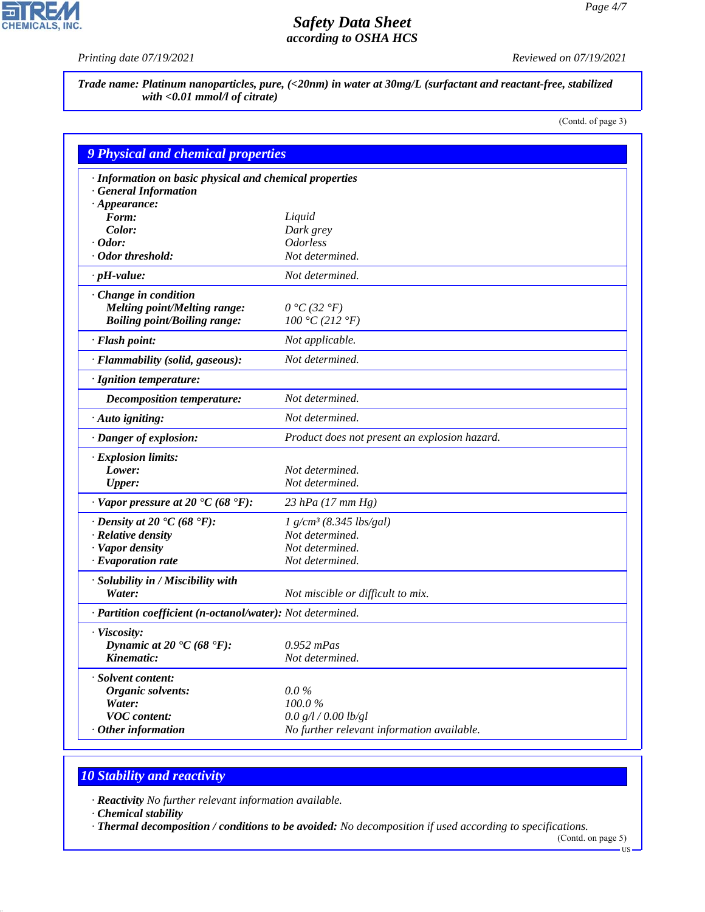Trade name: **Platinum nanoparticles, pure, (<20nm) in water at 30mg/L (surfactant and reactant-free, stabilized with <0.01 mmol/l of citrate)**

(Contd. of page 3)

## 9 Physical and chemical properties

| | |
|---|---|
| · **Information on basic physical and chemical properties** | |
| · **General Information** | |
| · **Appearance:** | |
| **Form:** | Liquid |
| **Color:** | Dark grey |
| · **Odor:** | Odorless |
| · **Odor threshold:** | Not determined. |
| · **pH-value:** | Not determined. |
| · **Change in condition** | |
| **Melting point/Melting range:** | 0 °C (32 °F) |
| **Boiling point/Boiling range:** | 100 °C (212 °F) |
| · **Flash point:** | Not applicable. |
| · **Flammability (solid, gaseous):** | Not determined. |
| · **Ignition temperature:** | |
| **Decomposition temperature:** | Not determined. |
| · **Auto igniting:** | Not determined. |
| · **Danger of explosion:** | Product does not present an explosion hazard. |
| · **Explosion limits:** | |
| **Lower:** | Not determined. |
| **Upper:** | Not determined. |
| · **Vapor pressure at 20 °C (68 °F):** | 23 hPa (17 mm Hg) |
| · **Density at 20 °C (68 °F):** | 1 g/cm³ (8.345 lbs/gal) |
| · **Relative density** | Not determined. |
| · **Vapor density** | Not determined. |
| · **Evaporation rate** | Not determined. |
| · **Solubility in / Miscibility with** | |
| **Water:** | Not miscible or difficult to mix. |
| · **Partition coefficient (n-octanol/water):** | Not determined. |
| · **Viscosity:** | |
| **Dynamic at 20 °C (68 °F):** | 0.952 mPas |
| **Kinematic:** | Not determined. |
| · **Solvent content:** | |
| **Organic solvents:** | 0.0 % |
| **Water:** | 100.0 % |
| **VOC content:** | 0.0 g/l / 0.00 lb/gl |
| · **Other information** | No further relevant information available. |

## 10 Stability and reactivity

· **Reactivity** No further relevant information available.

· **Chemical stability**

· **Thermal decomposition / conditions to be avoided:** No decomposition if used according to specifications.

(Contd. on page 5)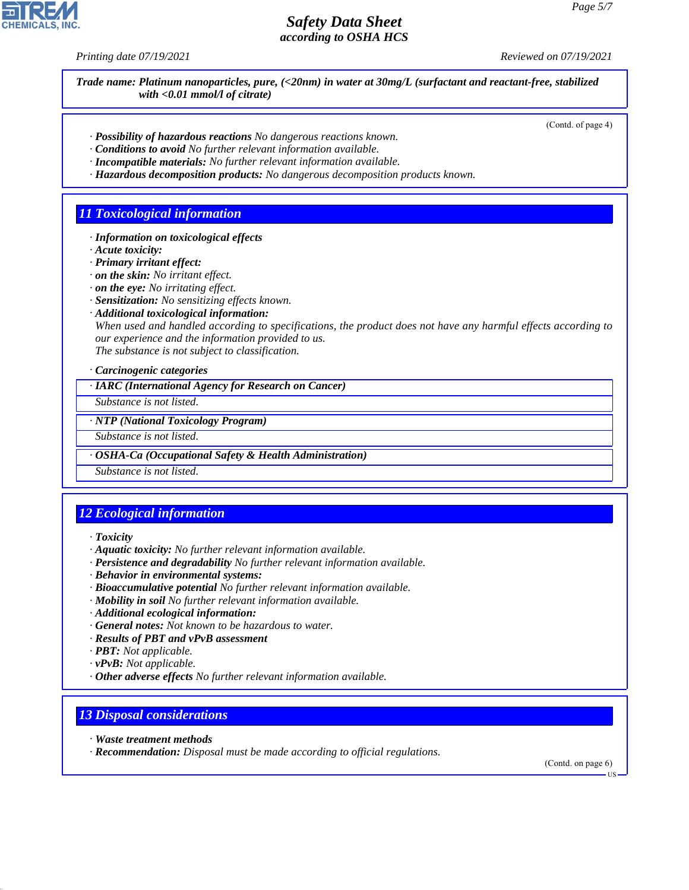**Safety Data Sheet**
**according to OSHA HCS**

Printing date 07/19/2021 Reviewed on 07/19/2021

**Trade name: Platinum nanoparticles, pure, (<20nm) in water at 30mg/L (surfactant and reactant-free, stabilized with <0.01 mmol/l of citrate)**

(Contd. of page 4)

· **Possibility of hazardous reactions** No dangerous reactions known.
· **Conditions to avoid** No further relevant information available.
· **Incompatible materials:** No further relevant information available.
· **Hazardous decomposition products:** No dangerous decomposition products known.

## 11 Toxicological information

· **Information on toxicological effects**
· **Acute toxicity:**
· **Primary irritant effect:**
· **on the skin:** No irritant effect.
· **on the eye:** No irritating effect.
· **Sensitization:** No sensitizing effects known.
· **Additional toxicological information:**
When used and handled according to specifications, the product does not have any harmful effects according to our experience and the information provided to us.
The substance is not subject to classification.

· **Carcinogenic categories**

· **IARC (International Agency for Research on Cancer)**
Substance is not listed.

· **NTP (National Toxicology Program)**
Substance is not listed.

· **OSHA-Ca (Occupational Safety & Health Administration)**
Substance is not listed.

## 12 Ecological information

· **Toxicity**
· **Aquatic toxicity:** No further relevant information available.
· **Persistence and degradability** No further relevant information available.
· **Behavior in environmental systems:**
· **Bioaccumulative potential** No further relevant information available.
· **Mobility in soil** No further relevant information available.
· **Additional ecological information:**
· **General notes:** Not known to be hazardous to water.
· **Results of PBT and vPvB assessment**
· **PBT:** Not applicable.
· **vPvB:** Not applicable.
· **Other adverse effects** No further relevant information available.

## 13 Disposal considerations

· **Waste treatment methods**
· **Recommendation:** Disposal must be made according to official regulations.

(Contd. on page 6)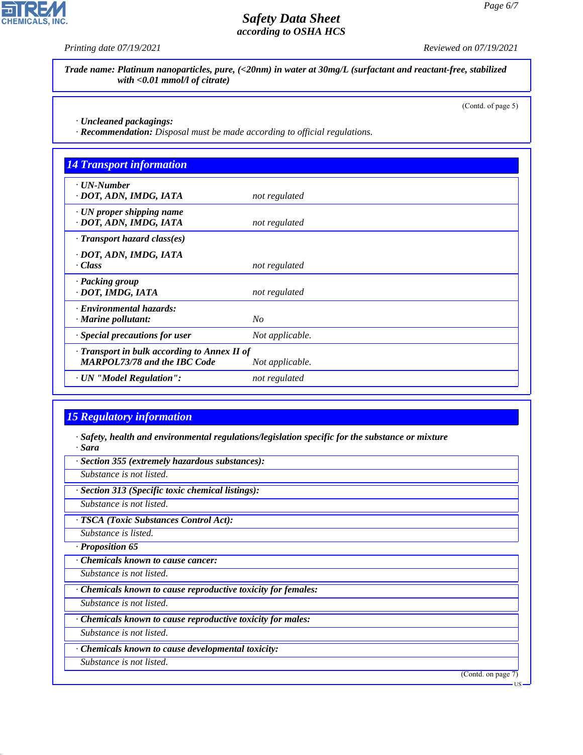**Trade name: Platinum nanoparticles, pure, (<20nm) in water at 30mg/L (surfactant and reactant-free, stabilized with <0.01 mmol/l of citrate)**

(Contd. of page 5)

· **Uncleaned packagings:**
· **Recommendation:** Disposal must be made according to official regulations.

## 14 Transport information

| | |
|---|---|
| · **UN-Number**<br>· **DOT, ADN, IMDG, IATA** | not regulated |
| · **UN proper shipping name**<br>· **DOT, ADN, IMDG, IATA** | not regulated |
| · **Transport hazard class(es)**<br>· **DOT, ADN, IMDG, IATA**<br>· **Class** | not regulated |
| · **Packing group**<br>· **DOT, IMDG, IATA** | not regulated |
| · **Environmental hazards:**<br>· **Marine pollutant:** | No |
| · **Special precautions for user** | Not applicable. |
| · **Transport in bulk according to Annex II of MARPOL73/78 and the IBC Code** | Not applicable. |
| · **UN "Model Regulation":** | not regulated |

## 15 Regulatory information

· **Safety, health and environmental regulations/legislation specific for the substance or mixture**
· **Sara**

· **Section 355 (extremely hazardous substances):**
Substance is not listed.

· **Section 313 (Specific toxic chemical listings):**
Substance is not listed.

· **TSCA (Toxic Substances Control Act):**
Substance is listed.

· **Proposition 65**

· **Chemicals known to cause cancer:**
Substance is not listed.

· **Chemicals known to cause reproductive toxicity for females:**
Substance is not listed.

· **Chemicals known to cause reproductive toxicity for males:**
Substance is not listed.

· **Chemicals known to cause developmental toxicity:**
Substance is not listed.

(Contd. on page 7)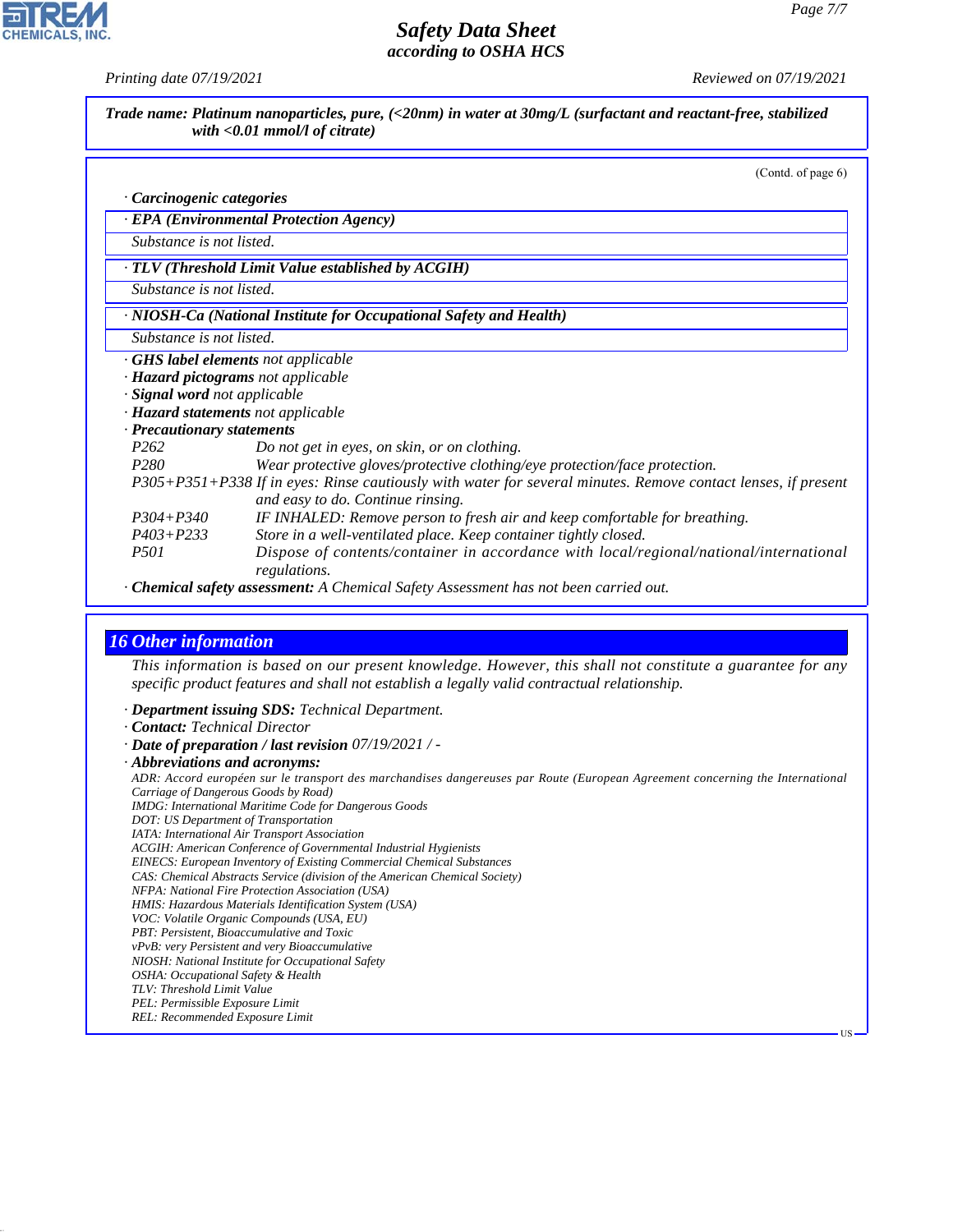**Trade name: Platinum nanoparticles, pure, (<20nm) in water at 30mg/L (surfactant and reactant-free, stabilized with <0.01 mmol/l of citrate)**

(Contd. of page 6)

· **Carcinogenic categories**

· **EPA (Environmental Protection Agency)**

Substance is not listed.

· **TLV (Threshold Limit Value established by ACGIH)**

Substance is not listed.

· **NIOSH-Ca (National Institute for Occupational Safety and Health)**

Substance is not listed.

· **GHS label elements** not applicable
· **Hazard pictograms** not applicable
· **Signal word** not applicable
· **Hazard statements** not applicable
· **Precautionary statements**

| | |
|---|---|
| P262 | Do not get in eyes, on skin, or on clothing. |
| P280 | Wear protective gloves/protective clothing/eye protection/face protection. |
| P305+P351+P338 | If in eyes: Rinse cautiously with water for several minutes. Remove contact lenses, if present and easy to do. Continue rinsing. |
| P304+P340 | IF INHALED: Remove person to fresh air and keep comfortable for breathing. |
| P403+P233 | Store in a well-ventilated place. Keep container tightly closed. |
| P501 | Dispose of contents/container in accordance with local/regional/national/international regulations. |

· **Chemical safety assessment:** A Chemical Safety Assessment has not been carried out.

## 16 Other information

This information is based on our present knowledge. However, this shall not constitute a guarantee for any specific product features and shall not establish a legally valid contractual relationship.

· **Department issuing SDS:** Technical Department.
· **Contact:** Technical Director
· **Date of preparation / last revision** 07/19/2021 / -
· **Abbreviations and acronyms:**

ADR: Accord européen sur le transport des marchandises dangereuses par Route (European Agreement concerning the International Carriage of Dangerous Goods by Road)
IMDG: International Maritime Code for Dangerous Goods
DOT: US Department of Transportation
IATA: International Air Transport Association
ACGIH: American Conference of Governmental Industrial Hygienists
EINECS: European Inventory of Existing Commercial Chemical Substances
CAS: Chemical Abstracts Service (division of the American Chemical Society)
NFPA: National Fire Protection Association (USA)
HMIS: Hazardous Materials Identification System (USA)
VOC: Volatile Organic Compounds (USA, EU)
PBT: Persistent, Bioaccumulative and Toxic
vPvB: very Persistent and very Bioaccumulative
NIOSH: National Institute for Occupational Safety
OSHA: Occupational Safety & Health
TLV: Threshold Limit Value
PEL: Permissible Exposure Limit
REL: Recommended Exposure Limit